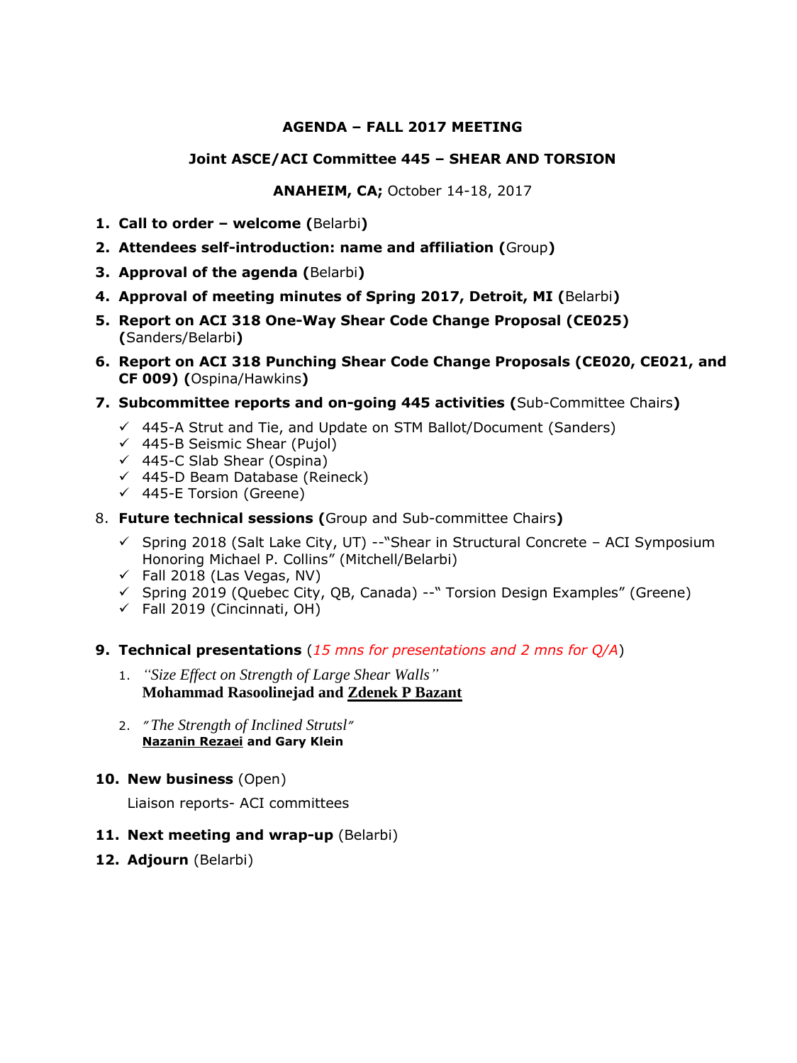# AGENDA – FALL 2017 MEETING

## Joint ASCE/ACI Committee 445 – SHEAR AND TORSION

**ANAHEIM, CA;** October 14-18, 2017

1. **Call to order – welcome (**Belarbi**)**
2. **Attendees self-introduction: name and affiliation (**Group**)**
3. **Approval of the agenda (**Belarbi**)**
4. **Approval of meeting minutes of Spring 2017, Detroit, MI (**Belarbi**)**
5. **Report on ACI 318 One-Way Shear Code Change Proposal (CE025) (**Sanders/Belarbi**)**
6. **Report on ACI 318 Punching Shear Code Change Proposals (CE020, CE021, and CF 009) (**Ospina/Hawkins**)**
7. **Subcommittee reports and on-going 445 activities (**Sub-Committee Chairs**)**
   - ✓ 445-A Strut and Tie, and Update on STM Ballot/Document (Sanders)
   - ✓ 445-B Seismic Shear (Pujol)
   - ✓ 445-C Slab Shear (Ospina)
   - ✓ 445-D Beam Database (Reineck)
   - ✓ 445-E Torsion (Greene)
8. **Future technical sessions (**Group and Sub-committee Chairs**)**
   - ✓ Spring 2018 (Salt Lake City, UT) --"Shear in Structural Concrete – ACI Symposium Honoring Michael P. Collins" (Mitchell/Belarbi)
   - ✓ Fall 2018 (Las Vegas, NV)
   - ✓ Spring 2019 (Quebec City, QB, Canada) --" Torsion Design Examples" (Greene)
   - ✓ Fall 2019 (Cincinnati, OH)
9. **Technical presentations** (*15 mns for presentations and 2 mns for Q/A*)
   1. *"Size Effect on Strength of Large Shear Walls"*
      **Mohammad Rasoolinejad and <u>Zdenek P Bazant</u>**
   2. *"The Strength of Inclined Strutsl"*
      **<u>Nazanin Rezaei</u> and Gary Klein**
10. **New business** (Open)

    Liaison reports- ACI committees
11. **Next meeting and wrap-up** (Belarbi)
12. **Adjourn** (Belarbi)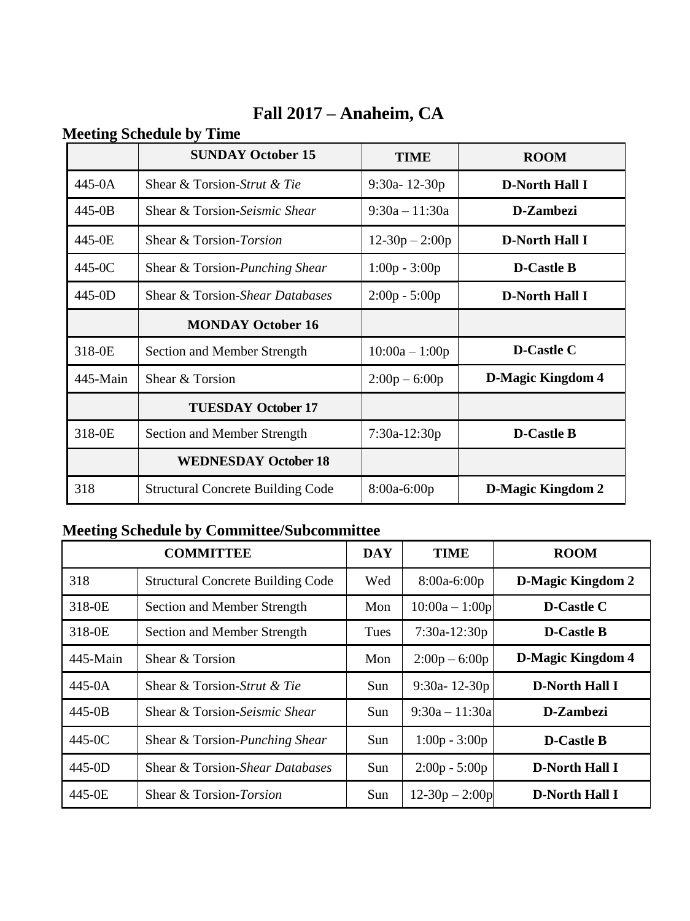# Fall 2017 – Anaheim, CA

## Meeting Schedule by Time

| | SUNDAY October 15 | TIME | ROOM |
|---|---|---|---|
| 445-0A | Shear & Torsion-*Strut & Tie* | 9:30a- 12-30p | **D-North Hall I** |
| 445-0B | Shear & Torsion-*Seismic Shear* | 9:30a – 11:30a | **D-Zambezi** |
| 445-0E | Shear & Torsion-*Torsion* | 12-30p – 2:00p | **D-North Hall I** |
| 445-0C | Shear & Torsion-*Punching Shear* | 1:00p - 3:00p | **D-Castle B** |
| 445-0D | Shear & Torsion-*Shear Databases* | 2:00p - 5:00p | **D-North Hall I** |
| | **MONDAY October 16** | | |
| 318-0E | Section and Member Strength | 10:00a – 1:00p | **D-Castle C** |
| 445-Main | Shear & Torsion | 2:00p – 6:00p | **D-Magic Kingdom 4** |
| | **TUESDAY October 17** | | |
| 318-0E | Section and Member Strength | 7:30a-12:30p | **D-Castle B** |
| | **WEDNESDAY October 18** | | |
| 318 | Structural Concrete Building Code | 8:00a-6:00p | **D-Magic Kingdom 2** |

## Meeting Schedule by Committee/Subcommittee

| COMMITTEE | | DAY | TIME | ROOM |
|---|---|---|---|---|
| 318 | Structural Concrete Building Code | Wed | 8:00a-6:00p | **D-Magic Kingdom 2** |
| 318-0E | Section and Member Strength | Mon | 10:00a – 1:00p | **D-Castle C** |
| 318-0E | Section and Member Strength | Tues | 7:30a-12:30p | **D-Castle B** |
| 445-Main | Shear & Torsion | Mon | 2:00p – 6:00p | **D-Magic Kingdom 4** |
| 445-0A | Shear & Torsion-*Strut & Tie* | Sun | 9:30a- 12-30p | **D-North Hall I** |
| 445-0B | Shear & Torsion-*Seismic Shear* | Sun | 9:30a – 11:30a | **D-Zambezi** |
| 445-0C | Shear & Torsion-*Punching Shear* | Sun | 1:00p - 3:00p | **D-Castle B** |
| 445-0D | Shear & Torsion-*Shear Databases* | Sun | 2:00p - 5:00p | **D-North Hall I** |
| 445-0E | Shear & Torsion-*Torsion* | Sun | 12-30p – 2:00p | **D-North Hall I** |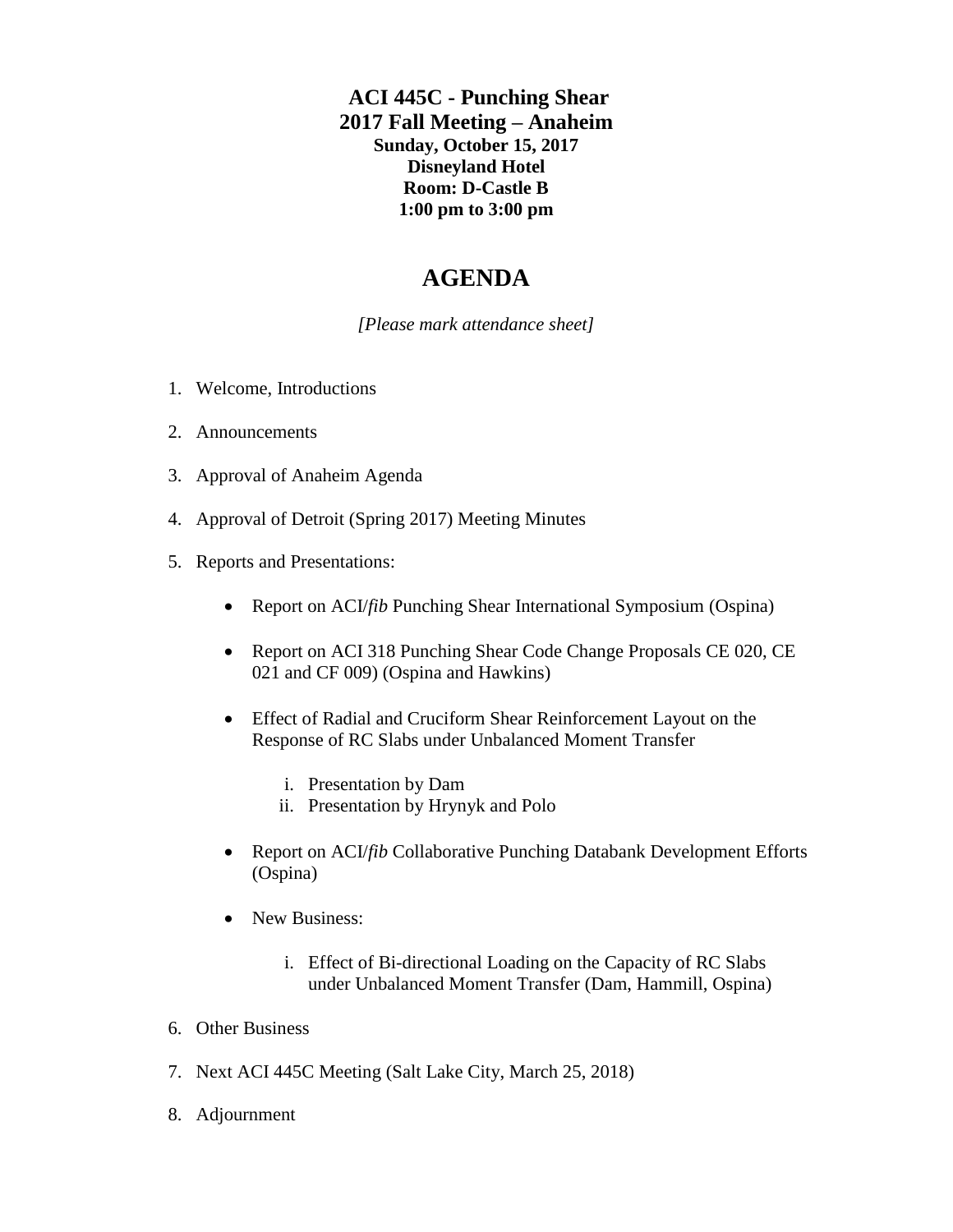**ACI 445C - Punching Shear**
**2017 Fall Meeting – Anaheim**
**Sunday, October 15, 2017**
**Disneyland Hotel**
**Room: D-Castle B**
**1:00 pm to 3:00 pm**

# AGENDA

*[Please mark attendance sheet]*

1. Welcome, Introductions
2. Announcements
3. Approval of Anaheim Agenda
4. Approval of Detroit (Spring 2017) Meeting Minutes
5. Reports and Presentations:
    - Report on ACI/*fib* Punching Shear International Symposium (Ospina)
    - Report on ACI 318 Punching Shear Code Change Proposals CE 020, CE 021 and CF 009) (Ospina and Hawkins)
    - Effect of Radial and Cruciform Shear Reinforcement Layout on the Response of RC Slabs under Unbalanced Moment Transfer
        1. Presentation by Dam
        2. Presentation by Hrynyk and Polo
    - Report on ACI/*fib* Collaborative Punching Databank Development Efforts (Ospina)
    - New Business:
        1. Effect of Bi-directional Loading on the Capacity of RC Slabs under Unbalanced Moment Transfer (Dam, Hammill, Ospina)
6. Other Business
7. Next ACI 445C Meeting (Salt Lake City, March 25, 2018)
8. Adjournment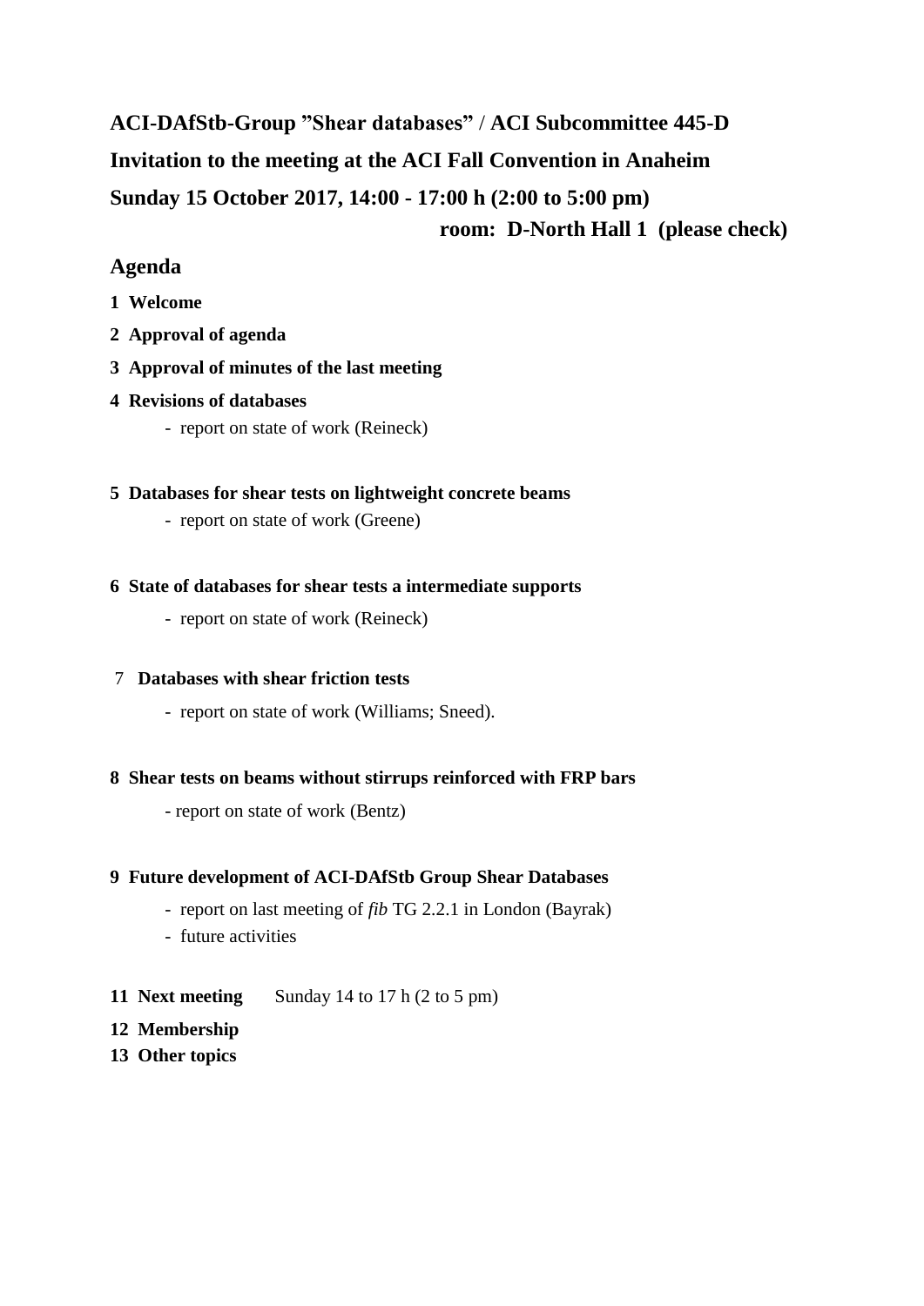**ACI-DAfStb-Group ”Shear databases” / ACI Subcommittee 445-D**

**Invitation to the meeting at the ACI Fall Convention in Anaheim**

**Sunday 15 October 2017, 14:00 - 17:00 h (2:00 to 5:00 pm)**

**room: D-North Hall 1 (please check)**

## Agenda

**1 Welcome**

**2 Approval of agenda**

**3 Approval of minutes of the last meeting**

**4 Revisions of databases**

- report on state of work (Reineck)

**5 Databases for shear tests on lightweight concrete beams**

- report on state of work (Greene)

**6 State of databases for shear tests a intermediate supports**

- report on state of work (Reineck)

7 **Databases with shear friction tests**

- report on state of work (Williams; Sneed).

**8 Shear tests on beams without stirrups reinforced with FRP bars**

- report on state of work (Bentz)

**9 Future development of ACI-DAfStb Group Shear Databases**

- report on last meeting of *fib* TG 2.2.1 in London (Bayrak)
- future activities

**11 Next meeting** Sunday 14 to 17 h (2 to 5 pm)

**12 Membership**

**13 Other topics**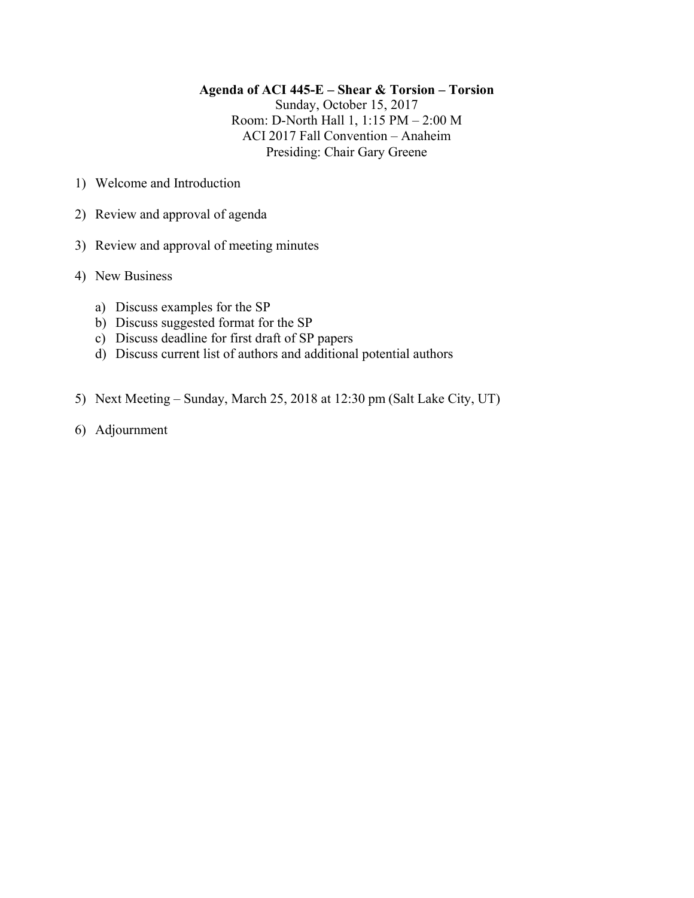**Agenda of ACI 445-E – Shear & Torsion – Torsion**

Sunday, October 15, 2017

Room: D-North Hall 1, 1:15 PM – 2:00 M

ACI 2017 Fall Convention – Anaheim

Presiding: Chair Gary Greene

1) Welcome and Introduction
2) Review and approval of agenda
3) Review and approval of meeting minutes
4) New Business
   a) Discuss examples for the SP
   b) Discuss suggested format for the SP
   c) Discuss deadline for first draft of SP papers
   d) Discuss current list of authors and additional potential authors
5) Next Meeting – Sunday, March 25, 2018 at 12:30 pm (Salt Lake City, UT)
6) Adjournment